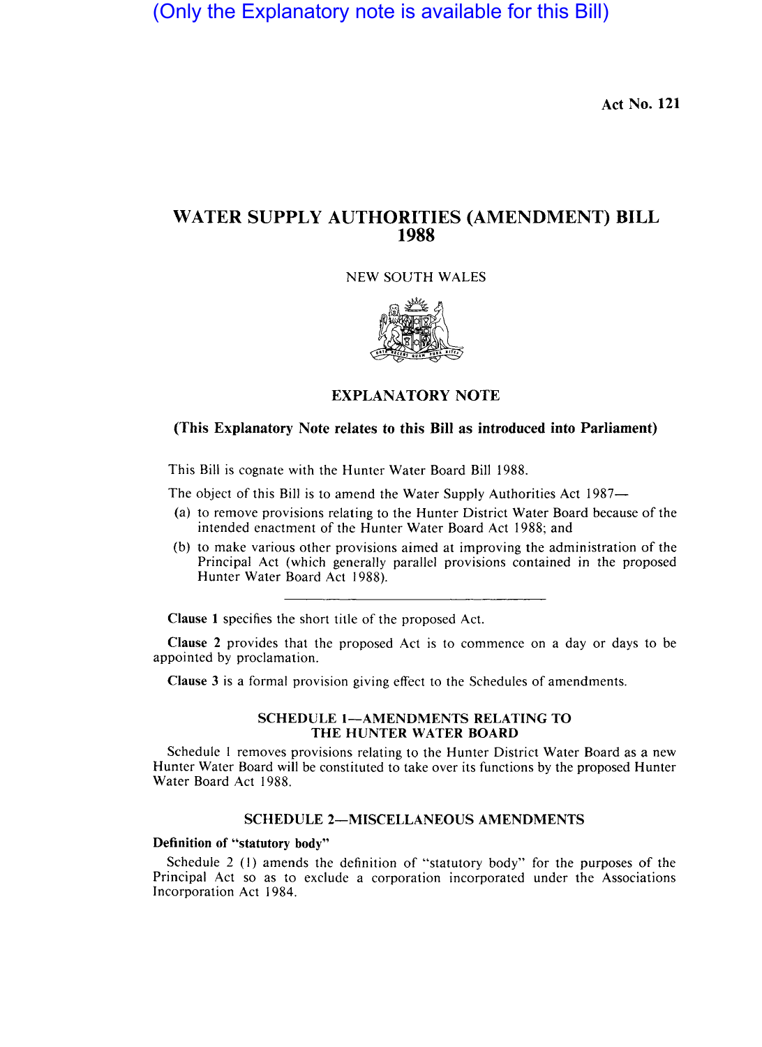(Only the Explanatory note is available for this Bill)

Act No. 121

# WATER SUPPLY AUTHORITIES (AMENDMENT) BILL 1988

NEW SOUTH WALES

## EXPLANATORY NOTE

**(This Explanatory Note relates to this Bill as introduced into Parliament)**

This Bill is cognate with the Hunter Water Board Bill 1988.

The object of this Bill is to amend the Water Supply Authorities Act 1987—

(a) to remove provisions relating to the Hunter District Water Board because of the intended enactment of the Hunter Water Board Act 1988; and

(b) to make various other provisions aimed at improving the administration of the Principal Act (which generally parallel provisions contained in the proposed Hunter Water Board Act 1988).

---

**Clause 1** specifies the short title of the proposed Act.

**Clause 2** provides that the proposed Act is to commence on a day or days to be appointed by proclamation.

**Clause 3** is a formal provision giving effect to the Schedules of amendments.

### SCHEDULE 1—AMENDMENTS RELATING TO THE HUNTER WATER BOARD

Schedule 1 removes provisions relating to the Hunter District Water Board as a new Hunter Water Board will be constituted to take over its functions by the proposed Hunter Water Board Act 1988.

### SCHEDULE 2—MISCELLANEOUS AMENDMENTS

**Definition of "statutory body"**

Schedule 2 (1) amends the definition of "statutory body" for the purposes of the Principal Act so as to exclude a corporation incorporated under the Associations Incorporation Act 1984.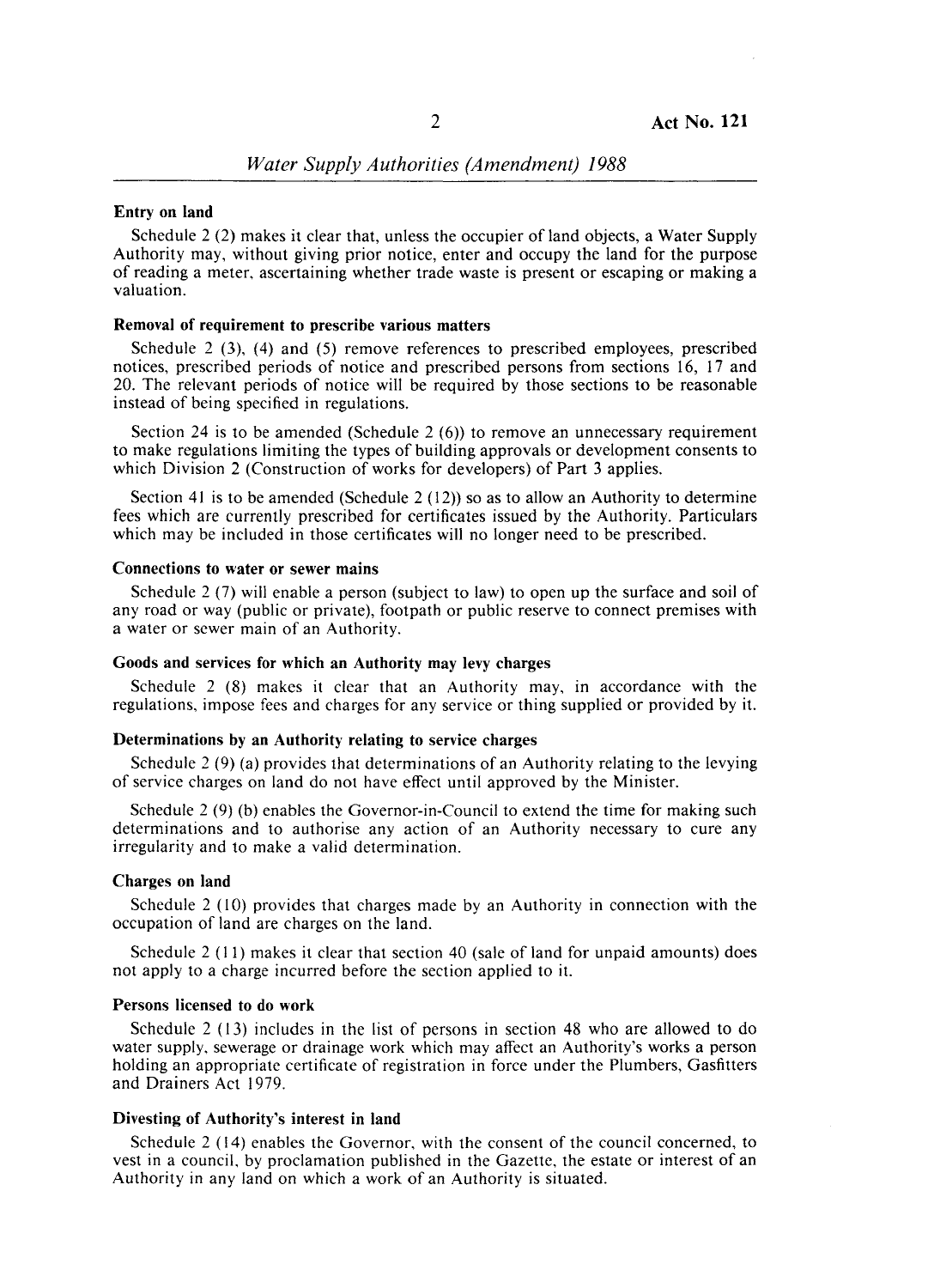#### Entry on land

Schedule 2 (2) makes it clear that, unless the occupier of land objects, a Water Supply Authority may, without giving prior notice, enter and occupy the land for the purpose of reading a meter, ascertaining whether trade waste is present or escaping or making a valuation.

#### Removal of requirement to prescribe various matters

Schedule 2 (3), (4) and (5) remove references to prescribed employees, prescribed notices, prescribed periods of notice and prescribed persons from sections 16, 17 and 20. The relevant periods of notice will be required by those sections to be reasonable instead of being specified in regulations.

Section 24 is to be amended (Schedule 2 (6)) to remove an unnecessary requirement to make regulations limiting the types of building approvals or development consents to which Division 2 (Construction of works for developers) of Part 3 applies.

Section 41 is to be amended (Schedule 2 (12)) so as to allow an Authority to determine fees which are currently prescribed for certificates issued by the Authority. Particulars which may be included in those certificates will no longer need to be prescribed.

#### Connections to water or sewer mains

Schedule 2 (7) will enable a person (subject to law) to open up the surface and soil of any road or way (public or private), footpath or public reserve to connect premises with a water or sewer main of an Authority.

#### Goods and services for which an Authority may levy charges

Schedule 2 (8) makes it clear that an Authority may, in accordance with the regulations, impose fees and charges for any service or thing supplied or provided by it.

#### Determinations by an Authority relating to service charges

Schedule 2 (9) (a) provides that determinations of an Authority relating to the levying of service charges on land do not have effect until approved by the Minister.

Schedule 2 (9) (b) enables the Governor-in-Council to extend the time for making such determinations and to authorise any action of an Authority necessary to cure any irregularity and to make a valid determination.

#### Charges on land

Schedule 2 (10) provides that charges made by an Authority in connection with the occupation of land are charges on the land.

Schedule 2 (11) makes it clear that section 40 (sale of land for unpaid amounts) does not apply to a charge incurred before the section applied to it.

#### Persons licensed to do work

Schedule 2 (13) includes in the list of persons in section 48 who are allowed to do water supply, sewerage or drainage work which may affect an Authority's works a person holding an appropriate certificate of registration in force under the Plumbers, Gasfitters and Drainers Act 1979.

#### Divesting of Authority's interest in land

Schedule 2 (14) enables the Governor, with the consent of the council concerned, to vest in a council, by proclamation published in the Gazette, the estate or interest of an Authority in any land on which a work of an Authority is situated.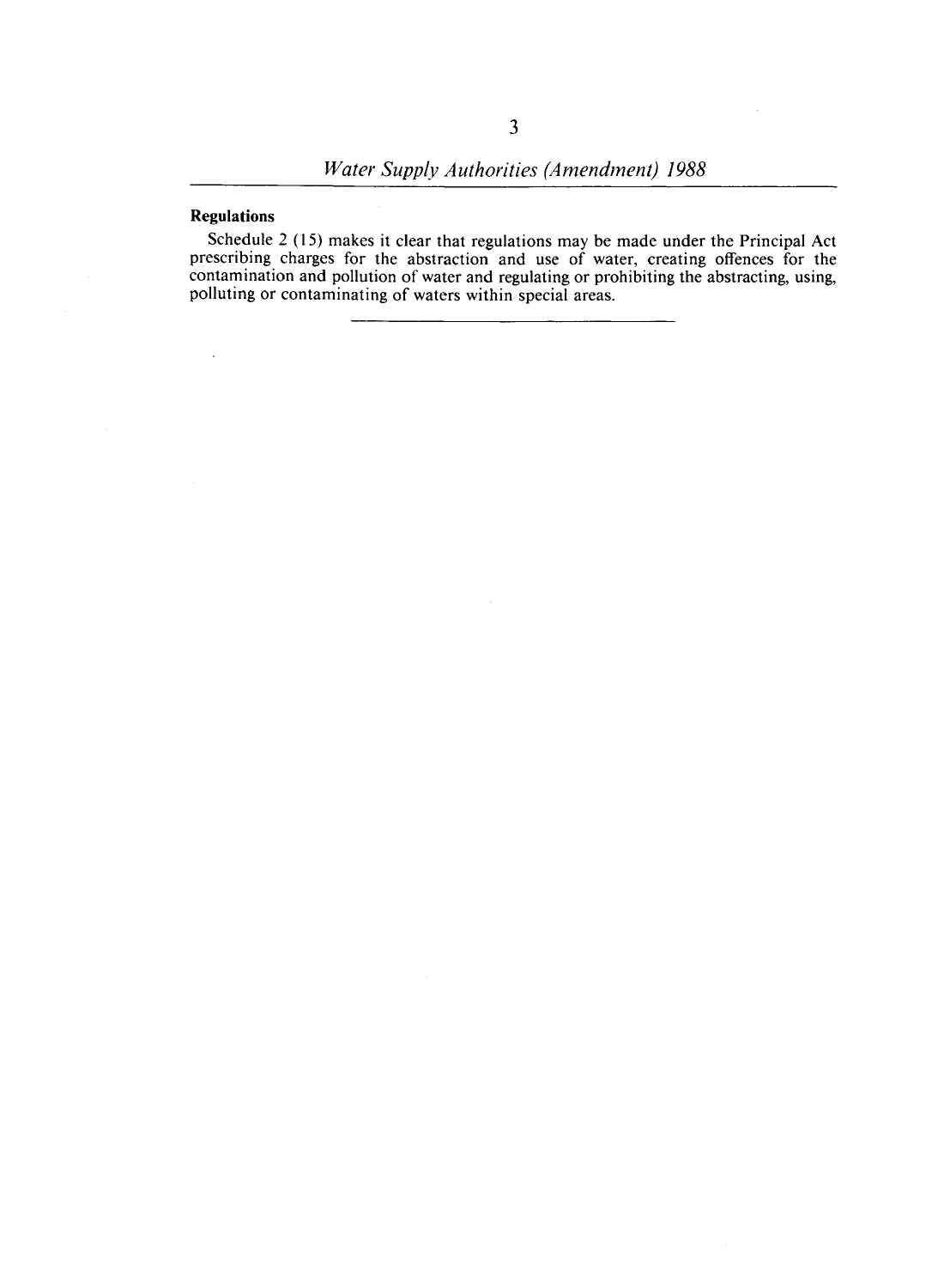**Regulations**

Schedule 2 (15) makes it clear that regulations may be made under the Principal Act prescribing charges for the abstraction and use of water, creating offences for the contamination and pollution of water and regulating or prohibiting the abstracting, using, polluting or contaminating of waters within special areas.